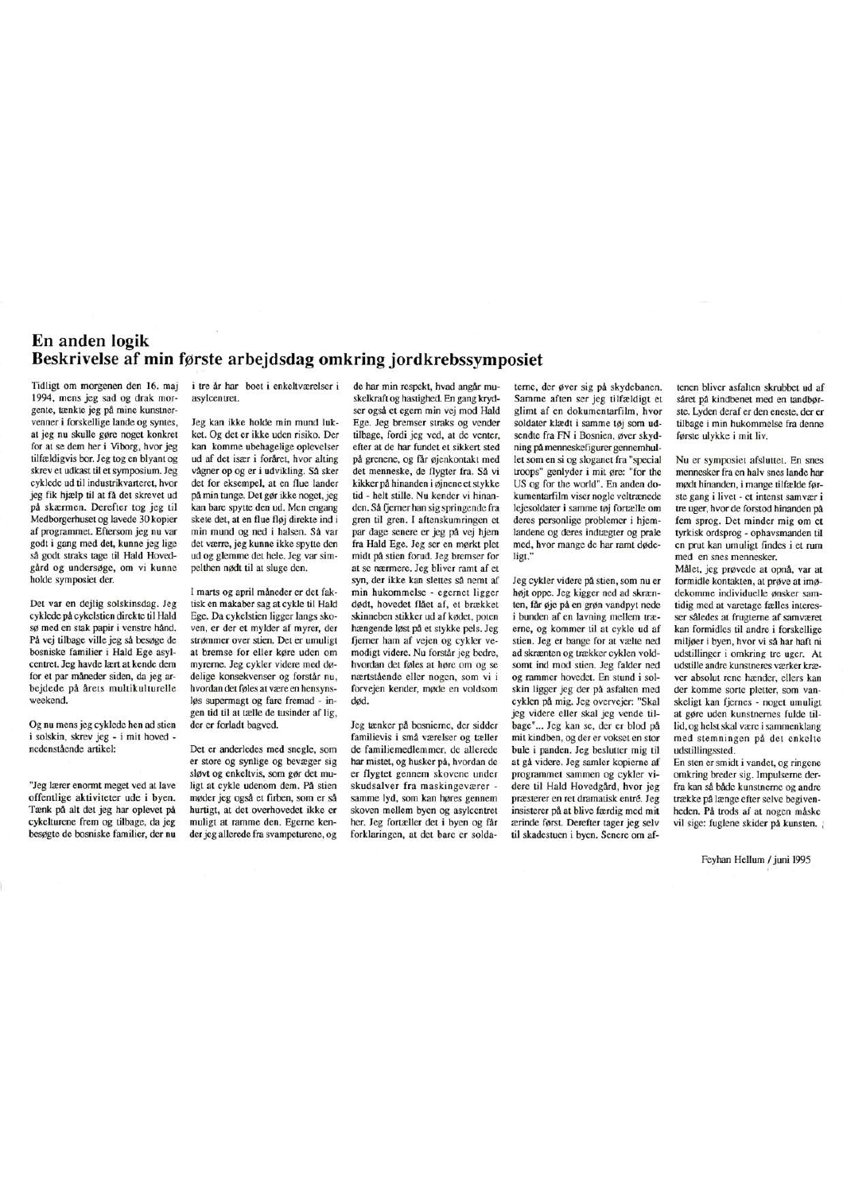# En anden logik
## Beskrivelse af min første arbejdsdag omkring jordkrebssymposiet

Tidligt om morgenen den 16. maj 1994, mens jeg sad og drak morgente, tænkte jeg på mine kunstnervenner i forskellige lande og syntes, at jeg nu skulle gøre noget konkret for at se dem her i Viborg, hvor jeg tilfældigvis bor. Jeg tog en blyant og skrev et udkast til et symposium. Jeg cyklede ud til industrikvarteret, hvor jeg fik hjælp til at få det skrevet ud på skærmen. Derefter tog jeg til Medborgerhuset og lavede 30 kopier af programmet. Eftersom jeg nu var godt i gang med det, kunne jeg lige så godt straks tage til Hald Hovedgård og undersøge, om vi kunne holde symposiet der.

Det var en dejlig solskinsdag. Jeg cyklede på cykelstien direkte til Hald sø med en stak papir i venstre hånd. På vej tilbage ville jeg så besøge de bosniske familier i Hald Ege asylcentret. Jeg havde lært at kende dem for et par måneder siden, da jeg arbejdede på årets multikulturelle weekend.

Og nu mens jeg cyklede hen ad stien i solskin, skrev jeg - i mit hoved - nedenstående artikel:

"Jeg lærer enormt meget ved at lave offentlige aktiviteter ude i byen. Tænk på alt det jeg har oplevet på cykelturene frem og tilbage, da jeg besøgte de bosniske familier, der nu i tre år har boet i enkeltværelser i asylcentret.

Jeg kan ikke holde min mund lukket. Og det er ikke uden risiko. Der kan komme ubehagelige oplevelser ud af det især i foråret, hvor alting vågner op og er i udvikling. Så sker det for eksempel, at en flue lander på min tunge. Det gør ikke noget, jeg kan bare spytte den ud. Men engang skete det, at en flue fløj direkte ind i min mund og ned i halsen. Så var det værre, jeg kunne ikke spytte den ud og glemme det hele. Jeg var simpelthen nødt til at sluge den.

I marts og april måneder er det faktisk en makaber sag at cykle til Hald Ege. Da cykelstien ligger langs skoven, er der et mylder af myrer, der strømmer over stien. Det er umuligt at bremse for eller køre uden om myrerne. Jeg cykler videre med dødelige konsekvenser og forstår nu, hvordan det føles at være en hensynsløs supermagt og fare fremad - ingen tid til at tælle de tusinder af lig, der er forladt bagved.

Det er anderledes med snegle, som er store og synlige og bevæger sig sløvt og enkeltvis, som gør det muligt at cykle udenom dem. På stien møder jeg også et firben, som er så hurtigt, at det overhovedet ikke er muligt at ramme den. Egerne kender jeg allerede fra svampeturene, og de har min respekt, hvad angår muskelkraft og hastighed. En gang krydser også et egern min vej mod Hald Ege. Jeg bremser straks og vender tilbage, fordi jeg ved, at de venter, efter at de har fundet et sikkert sted på grenene, og får øjenkontakt med det menneske, de flygter fra. Så vi kikker på hinanden i øjnene et stykke tid - helt stille. Nu kender vi hinanden. Så fjerner han sig springende fra gren til gren. I aftenskumringen et par dage senere er jeg på vej hjem fra Hald Ege. Jeg ser en mørkt plet midt på stien forud. Jeg bremser for at se nærmere. Jeg bliver ramt af et syn, der ikke kan slettes så nemt af min hukommelse - egernet ligger dødt, hovedet flået af, et brækket skinneben stikker ud af kødet, poten hængende løst på et stykke pels. Jeg fjerner ham af vejen og cykler vemodigt videre. Nu forstår jeg bedre, hvordan det føles at høre om og se nærtstående eller nogen, som vi i forvejen kender, møde en voldsom død.

Jeg tænker på bosnierne, der sidder familievis i små værelser og tæller de familiemedlemmer, de allerede har mistet, og husker på, hvordan de er flygtet gennem skovene under skudsalver fra maskingeværer - samme lyd, som kan høres gennem skoven mellem byen og asylcentret her. Jeg fortæller det i byen og får forklaringen, at det bare er soldaterne, der øver sig på skydebanen. Samme aften ser jeg tilfældigt et glimt af en dokumentarfilm, hvor soldater klædt i samme tøj som udsendte fra FN i Bosnien, øver skydning på menneskefigurer gennemhullet som en si og sloganet fra "special troops" genlyder i mit øre: "for the US og for the world". En anden dokumentarfilm viser nogle veltrænede lejesoldater i samme tøj fortælle om deres personlige problemer i hjemlandene og deres indtægter og prale med, hvor mange de har ramt dødeligt."

Jeg cykler videre på stien, som nu er højt oppe. Jeg kigger ned ad skrænten, får øje på en grøn vandpyt nede i bunden af en lavning mellem træerne, og kommer til at cykle ud af stien. Jeg er bange for at vælte ned ad skrænten og trækker cyklen voldsomt ind mod stien. Jeg falder ned og rammer hovedet. En stund i solskin ligger jeg der på asfalten med cyklen på mig. Jeg overvejer: "Skal jeg videre eller skal jeg vende tilbage"... Jeg kan se, der er blod på mit kindben, og der er vokset en stor bule i panden. Jeg beslutter mig til at gå videre. Jeg samler kopierne af programmet sammen og cykler videre til Hald Hovedgård, hvor jeg præsterer en ret dramatisk entré. Jeg insisterer på at blive færdig med mit ærinde først. Derefter tager jeg selv til skadestuen i byen. Senere om aftenen bliver asfalten skrubbet ud af såret på kindbenet med en tandbørste. Lyden deraf er den eneste, der er tilbage i min hukommelse fra denne første ulykke i mit liv.

Nu er symposiet afsluttet. En snes mennesker fra en halv snes lande har mødt hinanden, i mange tilfælde første gang i livet - et intenst samvær i tre uger, hvor de forstod hinanden på fem sprog. Det minder mig om et tyrkisk ordsprog - ophavsmanden til en prut kan umuligt findes i et rum med en snes mennesker.

Målet, jeg prøvede at opnå, var at formidle kontakten, at prøve at imødekomme individuelle ønsker samtidig med at varetage fælles interesser således at frugterne af samværet kan formidles til andre i forskellige miljøer i byen, hvor vi så har haft ni udstillinger i omkring tre uger. At udstille andre kunstneres værker kræver absolut rene hænder, ellers kan der komme sorte pletter, som vanskeligt kan fjernes - noget umuligt at gøre uden kunstnernes fulde tillid, og helst skal være i sammenklang med stemningen på det enkelte udstillingssted.

En sten er smidt i vandet, og ringene omkring breder sig. Impulserne derfra kan så både kunstnerne og andre trække på længe efter selve begivenheden. På trods af at nogen måske vil sige: fuglene skider på kunsten.

Feyhan Hellum / juni 1995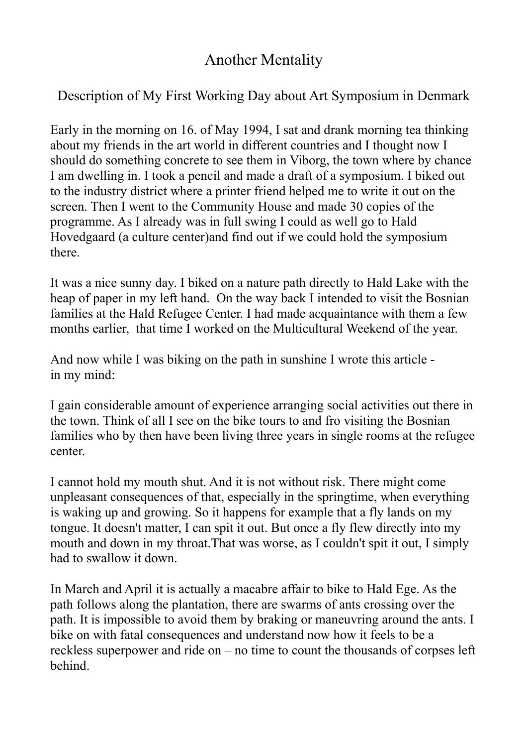# Another Mentality

## Description of My First Working Day about Art Symposium in Denmark

Early in the morning on 16. of May 1994, I sat and drank morning tea thinking about my friends in the art world in different countries and I thought now I should do something concrete to see them in Viborg, the town where by chance I am dwelling in. I took a pencil and made a draft of a symposium. I biked out to the industry district where a printer friend helped me to write it out on the screen. Then I went to the Community House and made 30 copies of the programme. As I already was in full swing I could as well go to Hald Hovedgaard (a culture center)and find out if we could hold the symposium there.

It was a nice sunny day. I biked on a nature path directly to Hald Lake with the heap of paper in my left hand. On the way back I intended to visit the Bosnian families at the Hald Refugee Center. I had made acquaintance with them a few months earlier, that time I worked on the Multicultural Weekend of the year.

And now while I was biking on the path in sunshine I wrote this article - in my mind:

I gain considerable amount of experience arranging social activities out there in the town. Think of all I see on the bike tours to and fro visiting the Bosnian families who by then have been living three years in single rooms at the refugee center.

I cannot hold my mouth shut. And it is not without risk. There might come unpleasant consequences of that, especially in the springtime, when everything is waking up and growing. So it happens for example that a fly lands on my tongue. It doesn't matter, I can spit it out. But once a fly flew directly into my mouth and down in my throat.That was worse, as I couldn't spit it out, I simply had to swallow it down.

In March and April it is actually a macabre affair to bike to Hald Ege. As the path follows along the plantation, there are swarms of ants crossing over the path. It is impossible to avoid them by braking or maneuvring around the ants. I bike on with fatal consequences and understand now how it feels to be a reckless superpower and ride on – no time to count the thousands of corpses left behind.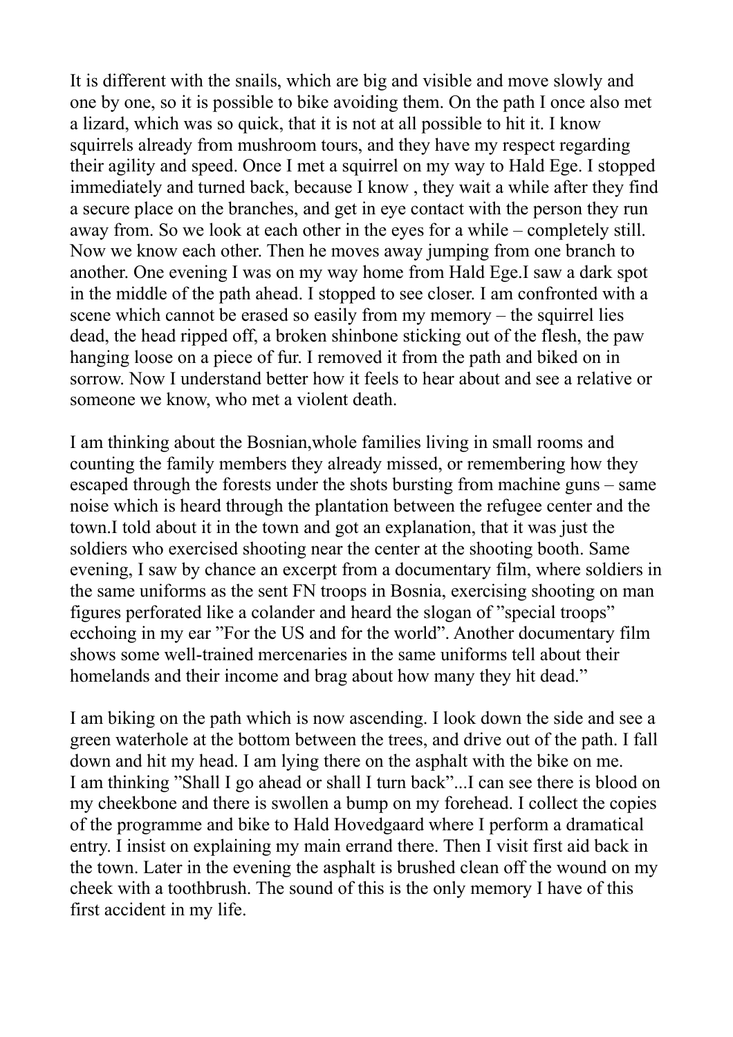It is different with the snails, which are big and visible and move slowly and one by one, so it is possible to bike avoiding them. On the path I once also met a lizard, which was so quick, that it is not at all possible to hit it. I know squirrels already from mushroom tours, and they have my respect regarding their agility and speed. Once I met a squirrel on my way to Hald Ege. I stopped immediately and turned back, because I know , they wait a while after they find a secure place on the branches, and get in eye contact with the person they run away from. So we look at each other in the eyes for a while – completely still. Now we know each other. Then he moves away jumping from one branch to another. One evening I was on my way home from Hald Ege.I saw a dark spot in the middle of the path ahead. I stopped to see closer. I am confronted with a scene which cannot be erased so easily from my memory – the squirrel lies dead, the head ripped off, a broken shinbone sticking out of the flesh, the paw hanging loose on a piece of fur. I removed it from the path and biked on in sorrow. Now I understand better how it feels to hear about and see a relative or someone we know, who met a violent death.

I am thinking about the Bosnian,whole families living in small rooms and counting the family members they already missed, or remembering how they escaped through the forests under the shots bursting from machine guns – same noise which is heard through the plantation between the refugee center and the town.I told about it in the town and got an explanation, that it was just the soldiers who exercised shooting near the center at the shooting booth. Same evening, I saw by chance an excerpt from a documentary film, where soldiers in the same uniforms as the sent FN troops in Bosnia, exercising shooting on man figures perforated like a colander and heard the slogan of "special troops" ecchoing in my ear "For the US and for the world". Another documentary film shows some well-trained mercenaries in the same uniforms tell about their homelands and their income and brag about how many they hit dead."

I am biking on the path which is now ascending. I look down the side and see a green waterhole at the bottom between the trees, and drive out of the path. I fall down and hit my head. I am lying there on the asphalt with the bike on me. I am thinking "Shall I go ahead or shall I turn back"...I can see there is blood on my cheekbone and there is swollen a bump on my forehead. I collect the copies of the programme and bike to Hald Hovedgaard where I perform a dramatical entry. I insist on explaining my main errand there. Then I visit first aid back in the town. Later in the evening the asphalt is brushed clean off the wound on my cheek with a toothbrush. The sound of this is the only memory I have of this first accident in my life.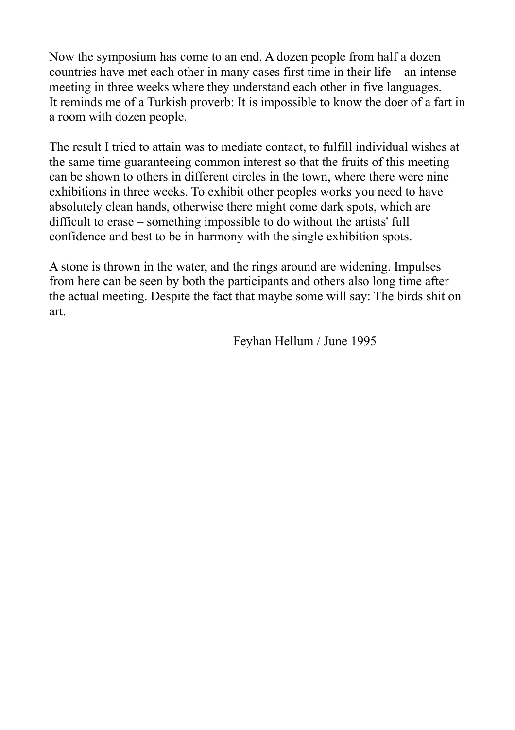Now the symposium has come to an end. A dozen people from half a dozen countries have met each other in many cases first time in their life – an intense meeting in three weeks where they understand each other in five languages.
It reminds me of a Turkish proverb: It is impossible to know the doer of a fart in a room with dozen people.

The result I tried to attain was to mediate contact, to fulfill individual wishes at the same time guaranteeing common interest so that the fruits of this meeting can be shown to others in different circles in the town, where there were nine exhibitions in three weeks. To exhibit other peoples works you need to have absolutely clean hands, otherwise there might come dark spots, which are difficult to erase – something impossible to do without the artists' full confidence and best to be in harmony with the single exhibition spots.

A stone is thrown in the water, and the rings around are widening. Impulses from here can be seen by both the participants and others also long time after the actual meeting. Despite the fact that maybe some will say: The birds shit on art.

Feyhan Hellum / June 1995